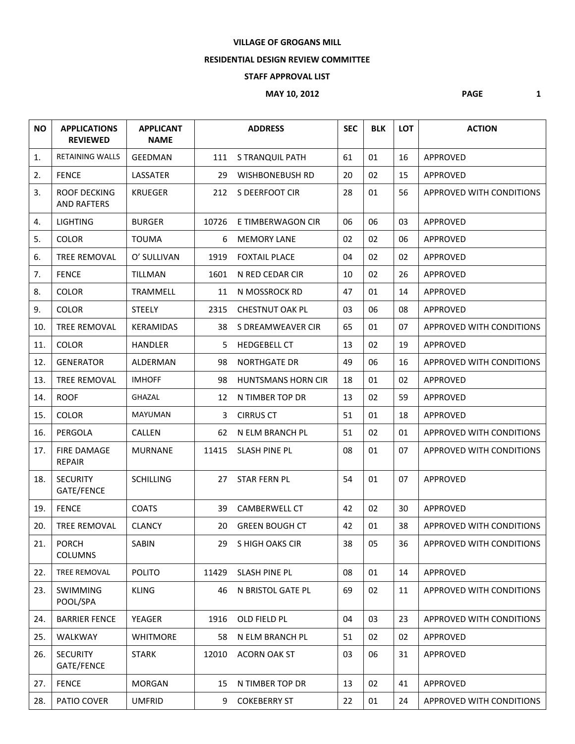**VILLAGE OF GROGANS MILL**

**RESIDENTIAL DESIGN REVIEW COMMITTEE**

**STAFF APPROVAL LIST**

**MAY 10, 2012**

| NO | APPLICATIONS REVIEWED | APPLICANT NAME | ADDRESS | | SEC | BLK | LOT | ACTION |
|---|---|---|---|---|---|---|---|---|
| 1. | RETAINING WALLS | GEEDMAN | 111 | S TRANQUIL PATH | 61 | 01 | 16 | APPROVED |
| 2. | FENCE | LASSATER | 29 | WISHBONEBUSH RD | 20 | 02 | 15 | APPROVED |
| 3. | ROOF DECKING AND RAFTERS | KRUEGER | 212 | S DEERFOOT CIR | 28 | 01 | 56 | APPROVED WITH CONDITIONS |
| 4. | LIGHTING | BURGER | 10726 | E TIMBERWAGON CIR | 06 | 06 | 03 | APPROVED |
| 5. | COLOR | TOUMA | 6 | MEMORY LANE | 02 | 02 | 06 | APPROVED |
| 6. | TREE REMOVAL | O' SULLIVAN | 1919 | FOXTAIL PLACE | 04 | 02 | 02 | APPROVED |
| 7. | FENCE | TILLMAN | 1601 | N RED CEDAR CIR | 10 | 02 | 26 | APPROVED |
| 8. | COLOR | TRAMMELL | 11 | N MOSSROCK RD | 47 | 01 | 14 | APPROVED |
| 9. | COLOR | STEELY | 2315 | CHESTNUT OAK PL | 03 | 06 | 08 | APPROVED |
| 10. | TREE REMOVAL | KERAMIDAS | 38 | S DREAMWEAVER CIR | 65 | 01 | 07 | APPROVED WITH CONDITIONS |
| 11. | COLOR | HANDLER | 5 | HEDGEBELL CT | 13 | 02 | 19 | APPROVED |
| 12. | GENERATOR | ALDERMAN | 98 | NORTHGATE DR | 49 | 06 | 16 | APPROVED WITH CONDITIONS |
| 13. | TREE REMOVAL | IMHOFF | 98 | HUNTSMANS HORN CIR | 18 | 01 | 02 | APPROVED |
| 14. | ROOF | GHAZAL | 12 | N TIMBER TOP DR | 13 | 02 | 59 | APPROVED |
| 15. | COLOR | MAYUMAN | 3 | CIRRUS CT | 51 | 01 | 18 | APPROVED |
| 16. | PERGOLA | CALLEN | 62 | N ELM BRANCH PL | 51 | 02 | 01 | APPROVED WITH CONDITIONS |
| 17. | FIRE DAMAGE REPAIR | MURNANE | 11415 | SLASH PINE PL | 08 | 01 | 07 | APPROVED WITH CONDITIONS |
| 18. | SECURITY GATE/FENCE | SCHILLING | 27 | STAR FERN PL | 54 | 01 | 07 | APPROVED |
| 19. | FENCE | COATS | 39 | CAMBERWELL CT | 42 | 02 | 30 | APPROVED |
| 20. | TREE REMOVAL | CLANCY | 20 | GREEN BOUGH CT | 42 | 01 | 38 | APPROVED WITH CONDITIONS |
| 21. | PORCH COLUMNS | SABIN | 29 | S HIGH OAKS CIR | 38 | 05 | 36 | APPROVED WITH CONDITIONS |
| 22. | TREE REMOVAL | POLITO | 11429 | SLASH PINE PL | 08 | 01 | 14 | APPROVED |
| 23. | SWIMMING POOL/SPA | KLING | 46 | N BRISTOL GATE PL | 69 | 02 | 11 | APPROVED WITH CONDITIONS |
| 24. | BARRIER FENCE | YEAGER | 1916 | OLD FIELD PL | 04 | 03 | 23 | APPROVED WITH CONDITIONS |
| 25. | WALKWAY | WHITMORE | 58 | N ELM BRANCH PL | 51 | 02 | 02 | APPROVED |
| 26. | SECURITY GATE/FENCE | STARK | 12010 | ACORN OAK ST | 03 | 06 | 31 | APPROVED |
| 27. | FENCE | MORGAN | 15 | N TIMBER TOP DR | 13 | 02 | 41 | APPROVED |
| 28. | PATIO COVER | UMFRID | 9 | COKEBERRY ST | 22 | 01 | 24 | APPROVED WITH CONDITIONS |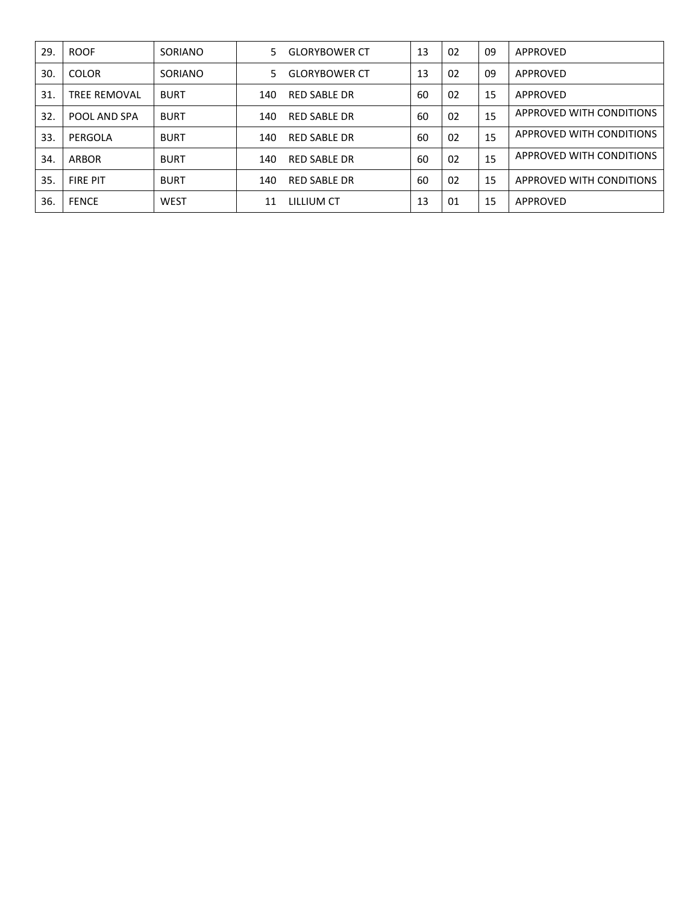| | | | | | | | | |
|---|---|---|---|---|---|---|---|---|
| 29. | ROOF | SORIANO | 5 | GLORYBOWER CT | 13 | 02 | 09 | APPROVED |
| 30. | COLOR | SORIANO | 5 | GLORYBOWER CT | 13 | 02 | 09 | APPROVED |
| 31. | TREE REMOVAL | BURT | 140 | RED SABLE DR | 60 | 02 | 15 | APPROVED |
| 32. | POOL AND SPA | BURT | 140 | RED SABLE DR | 60 | 02 | 15 | APPROVED WITH CONDITIONS |
| 33. | PERGOLA | BURT | 140 | RED SABLE DR | 60 | 02 | 15 | APPROVED WITH CONDITIONS |
| 34. | ARBOR | BURT | 140 | RED SABLE DR | 60 | 02 | 15 | APPROVED WITH CONDITIONS |
| 35. | FIRE PIT | BURT | 140 | RED SABLE DR | 60 | 02 | 15 | APPROVED WITH CONDITIONS |
| 36. | FENCE | WEST | 11 | LILLIUM CT | 13 | 01 | 15 | APPROVED |